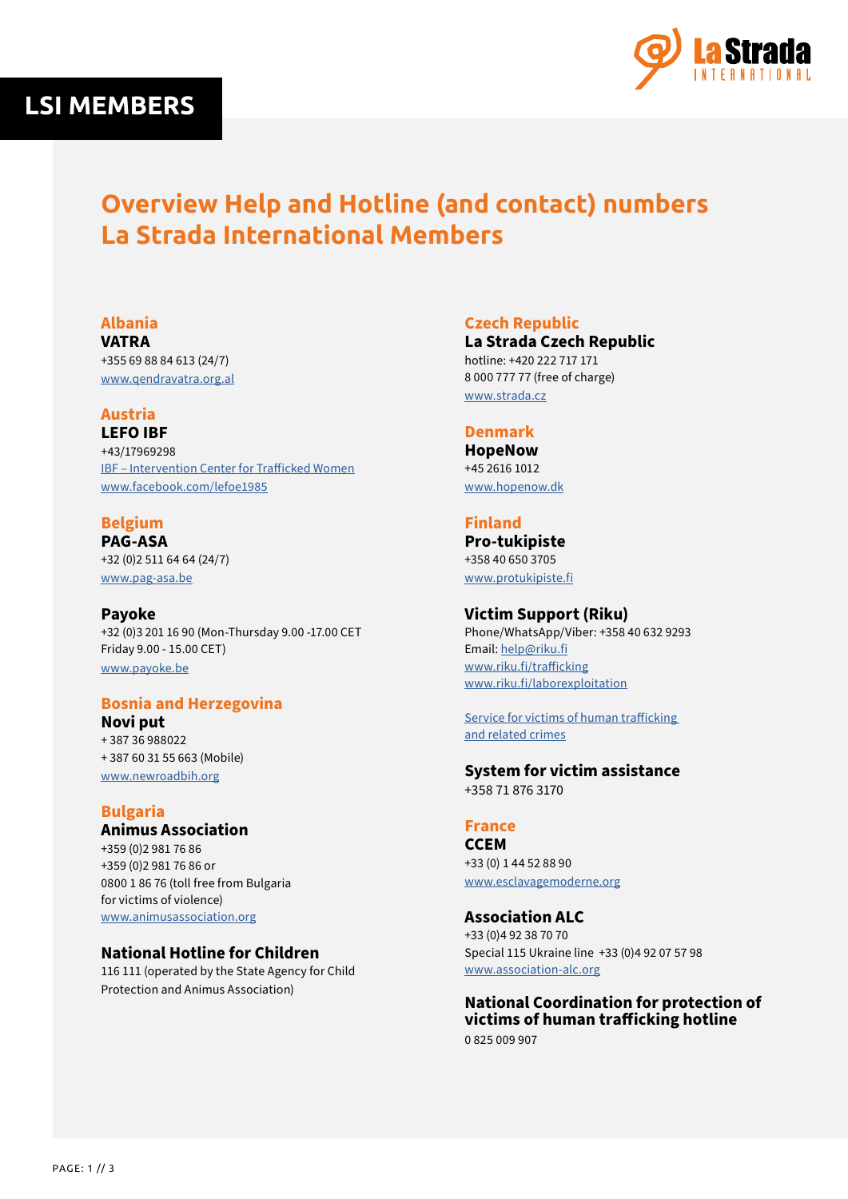# LSI MEMBERS

## Overview Help and Hotline (and contact) numbers La Strada International Members

### Albania

**VATRA**
+355 69 88 84 613 (24/7)
www.qendravatra.org.al

### Austria

**LEFO IBF**
+43/17969298
IBF – Intervention Center for Trafficked Women
www.facebook.com/lefoe1985

### Belgium

**PAG-ASA**
+32 (0)2 511 64 64 (24/7)
www.pag-asa.be

**Payoke**
+32 (0)3 201 16 90 (Mon-Thursday 9.00 -17.00 CET
Friday 9.00 - 15.00 CET)
www.payoke.be

### Bosnia and Herzegovina

**Novi put**
+ 387 36 988022
+ 387 60 31 55 663 (Mobile)
www.newroadbih.org

### Bulgaria

**Animus Association**
+359 (0)2 981 76 86
+359 (0)2 981 76 86 or
0800 1 86 76 (toll free from Bulgaria
for victims of violence)
www.animusassociation.org

**National Hotline for Children**
116 111 (operated by the State Agency for Child Protection and Animus Association)

### Czech Republic

**La Strada Czech Republic**
hotline: +420 222 717 171
8 000 777 77 (free of charge)
www.strada.cz

### Denmark

**HopeNow**
+45 2616 1012
www.hopenow.dk

### Finland

**Pro-tukipiste**
+358 40 650 3705
www.protukipiste.fi

**Victim Support (Riku)**
Phone/WhatsApp/Viber: +358 40 632 9293
Email: help@riku.fi
www.riku.fi/trafficking
www.riku.fi/laborexploitation

Service for victims of human trafficking and related crimes

**System for victim assistance**
+358 71 876 3170

### France

**CCEM**
+33 (0) 1 44 52 88 90
www.esclavagemoderne.org

**Association ALC**
+33 (0)4 92 38 70 70
Special 115 Ukraine line +33 (0)4 92 07 57 98
www.association-alc.org

**National Coordination for protection of victims of human trafficking hotline**
0 825 009 907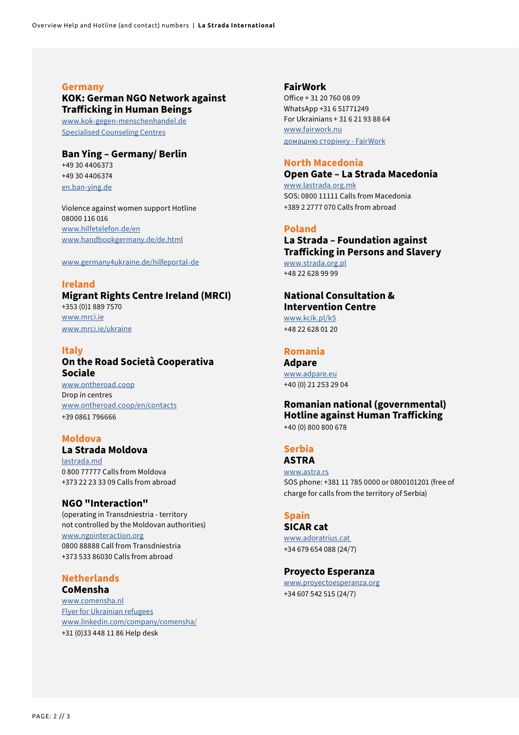## Germany

### KOK: German NGO Network against Trafficking in Human Beings

www.kok-gegen-menschenhandel.de
Specialised Counseling Centres

### Ban Ying – Germany/ Berlin

+49 30 4406373
+49 30 4406374
en.ban-ying.de

Violence against women support Hotline
08000 116 016
www.hilfetelefon.de/en
www.handbookgermany.de/de.html

www.germany4ukraine.de/hilfeportal-de

## Ireland

### Migrant Rights Centre Ireland (MRCI)

+353 (0)1 889 7570
www.mrci.ie
www.mrci.ie/ukraine

## Italy

### On the Road Società Cooperativa Sociale

www.ontheroad.coop
Drop in centres
www.ontheroad.coop/en/contacts
+39 0861 796666

## Moldova

### La Strada Moldova

lastrada.md
0 800 77777 Calls from Moldova
+373 22 23 33 09 Calls from abroad

### NGO "Interaction"

(operating in Transdniestria - territory not controlled by the Moldovan authorities)
www.ngointeraction.org
0800 88888 Call from Transdniestria
+373 533 86030 Calls from abroad

## Netherlands

### CoMensha

www.comensha.nl
Flyer for Ukrainian refugees
www.linkedin.com/company/comensha/
+31 (0)33 448 11 86 Help desk

### FairWork

Office + 31 20 760 08 09
WhatsApp +31 6 51771249
For Ukrainians + 31 6 21 93 88 64
www.fairwork.nu
домашню сторінку - FairWork

## North Macedonia

### Open Gate – La Strada Macedonia

www.lastrada.org.mk
SOS: 0800 11111 Calls from Macedonia
+389 2 2777 070 Calls from abroad

## Poland

### La Strada – Foundation against Trafficking in Persons and Slavery

www.strada.org.pl
+48 22 628 99 99

### National Consultation & Intervention Centre

www.kcik.pl/k5
+48 22 628 01 20

## Romania

### Adpare

www.adpare.eu
+40 (0) 21 253 29 04

### Romanian national (governmental) Hotline against Human Trafficking

+40 (0) 800 800 678

## Serbia

### ASTRA

www.astra.rs
SOS phone: +381 11 785 0000 or 0800101201 (free of charge for calls from the territory of Serbia)

## Spain

### SICAR cat

www.adoratrius.cat
+34 679 654 088 (24/7)

### Proyecto Esperanza

www.proyectoesperanza.org
+34 607 542 515 (24/7)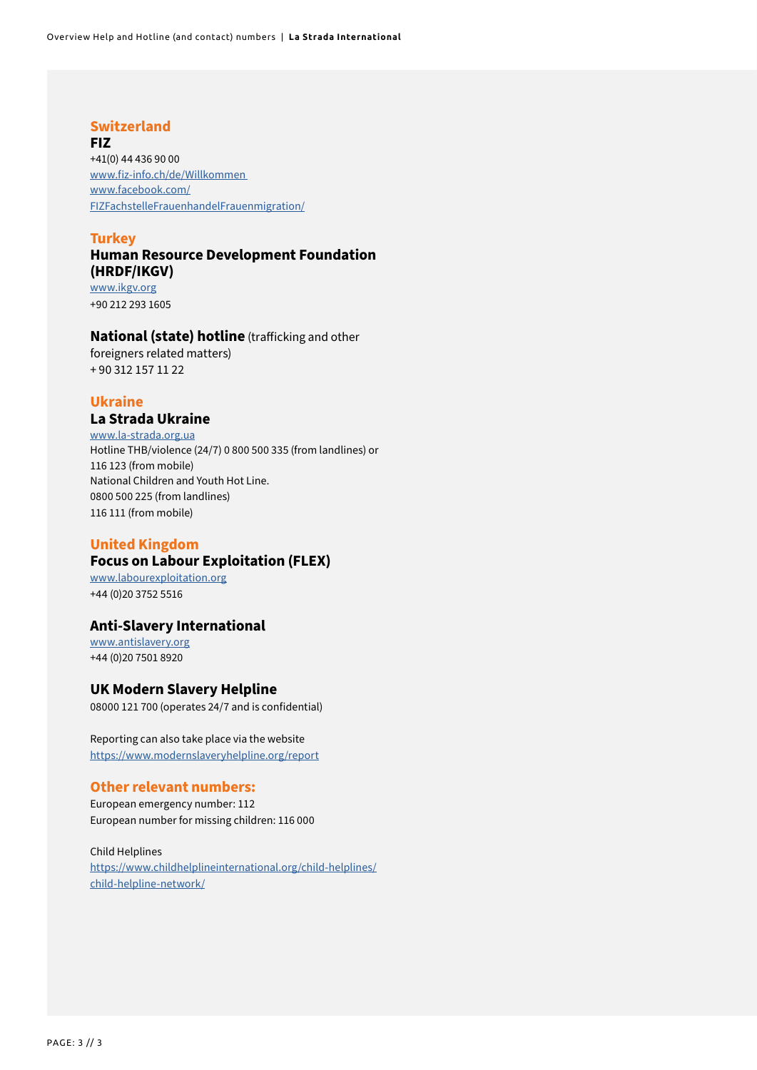## Switzerland

### FIZ

+41(0) 44 436 90 00
www.fiz-info.ch/de/Willkommen
www.facebook.com/FIZFachstelleFrauenhandelFrauenmigration/

## Turkey

### Human Resource Development Foundation (HRDF/IKGV)

www.ikgv.org
+90 212 293 1605

**National (state) hotline** (trafficking and other foreigners related matters)
+ 90 312 157 11 22

## Ukraine

### La Strada Ukraine

www.la-strada.org.ua
Hotline THB/violence (24/7) 0 800 500 335 (from landlines) or 116 123 (from mobile)
National Children and Youth Hot Line.
0800 500 225 (from landlines)
116 111 (from mobile)

## United Kingdom

### Focus on Labour Exploitation (FLEX)

www.labourexploitation.org
+44 (0)20 3752 5516

### Anti-Slavery International

www.antislavery.org
+44 (0)20 7501 8920

### UK Modern Slavery Helpline

08000 121 700 (operates 24/7 and is confidential)

Reporting can also take place via the website
https://www.modernslaveryhelpline.org/report

## Other relevant numbers:

European emergency number: 112
European number for missing children: 116 000

Child Helplines
https://www.childhelplineinternational.org/child-helplines/child-helpline-network/